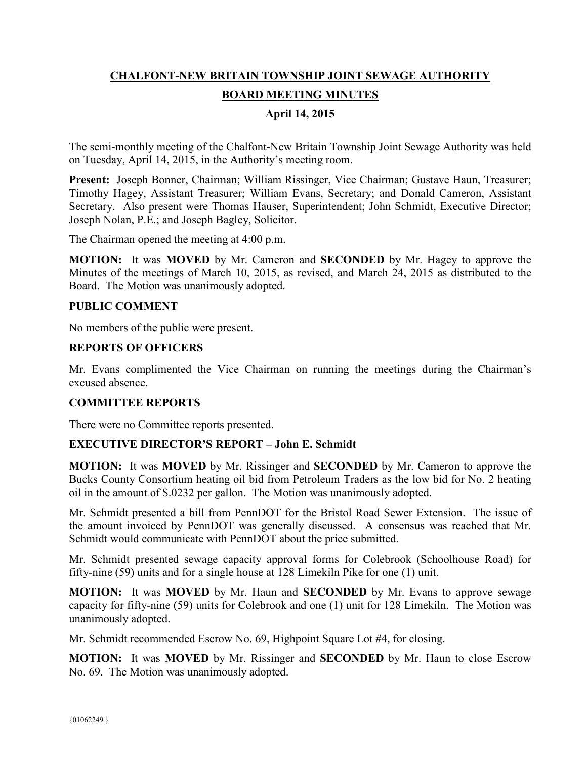# CHALFONT-NEW BRITAIN TOWNSHIP JOINT SEWAGE AUTHORITY

## BOARD MEETING MINUTES

### April 14, 2015

The semi-monthly meeting of the Chalfont-New Britain Township Joint Sewage Authority was held on Tuesday, April 14, 2015, in the Authority's meeting room.

**Present:** Joseph Bonner, Chairman; William Rissinger, Vice Chairman; Gustave Haun, Treasurer; Timothy Hagey, Assistant Treasurer; William Evans, Secretary; and Donald Cameron, Assistant Secretary. Also present were Thomas Hauser, Superintendent; John Schmidt, Executive Director; Joseph Nolan, P.E.; and Joseph Bagley, Solicitor.

The Chairman opened the meeting at 4:00 p.m.

**MOTION:** It was **MOVED** by Mr. Cameron and **SECONDED** by Mr. Hagey to approve the Minutes of the meetings of March 10, 2015, as revised, and March 24, 2015 as distributed to the Board. The Motion was unanimously adopted.

**PUBLIC COMMENT**

No members of the public were present.

**REPORTS OF OFFICERS**

Mr. Evans complimented the Vice Chairman on running the meetings during the Chairman's excused absence.

**COMMITTEE REPORTS**

There were no Committee reports presented.

**EXECUTIVE DIRECTOR'S REPORT – John E. Schmidt**

**MOTION:** It was **MOVED** by Mr. Rissinger and **SECONDED** by Mr. Cameron to approve the Bucks County Consortium heating oil bid from Petroleum Traders as the low bid for No. 2 heating oil in the amount of $.0232 per gallon. The Motion was unanimously adopted.

Mr. Schmidt presented a bill from PennDOT for the Bristol Road Sewer Extension. The issue of the amount invoiced by PennDOT was generally discussed. A consensus was reached that Mr. Schmidt would communicate with PennDOT about the price submitted.

Mr. Schmidt presented sewage capacity approval forms for Colebrook (Schoolhouse Road) for fifty-nine (59) units and for a single house at 128 Limekiln Pike for one (1) unit.

**MOTION:** It was **MOVED** by Mr. Haun and **SECONDED** by Mr. Evans to approve sewage capacity for fifty-nine (59) units for Colebrook and one (1) unit for 128 Limekiln. The Motion was unanimously adopted.

Mr. Schmidt recommended Escrow No. 69, Highpoint Square Lot #4, for closing.

**MOTION:** It was **MOVED** by Mr. Rissinger and **SECONDED** by Mr. Haun to close Escrow No. 69. The Motion was unanimously adopted.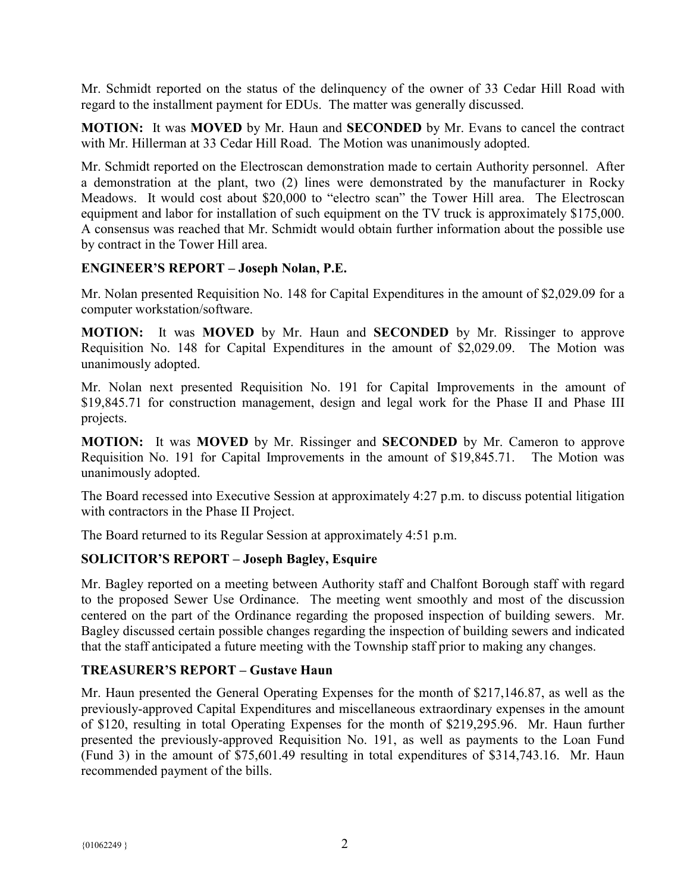Mr. Schmidt reported on the status of the delinquency of the owner of 33 Cedar Hill Road with regard to the installment payment for EDUs. The matter was generally discussed.

**MOTION:** It was **MOVED** by Mr. Haun and **SECONDED** by Mr. Evans to cancel the contract with Mr. Hillerman at 33 Cedar Hill Road. The Motion was unanimously adopted.

Mr. Schmidt reported on the Electroscan demonstration made to certain Authority personnel. After a demonstration at the plant, two (2) lines were demonstrated by the manufacturer in Rocky Meadows. It would cost about $20,000 to "electro scan" the Tower Hill area. The Electroscan equipment and labor for installation of such equipment on the TV truck is approximately $175,000. A consensus was reached that Mr. Schmidt would obtain further information about the possible use by contract in the Tower Hill area.

## ENGINEER'S REPORT – Joseph Nolan, P.E.

Mr. Nolan presented Requisition No. 148 for Capital Expenditures in the amount of $2,029.09 for a computer workstation/software.

**MOTION:** It was **MOVED** by Mr. Haun and **SECONDED** by Mr. Rissinger to approve Requisition No. 148 for Capital Expenditures in the amount of $2,029.09. The Motion was unanimously adopted.

Mr. Nolan next presented Requisition No. 191 for Capital Improvements in the amount of $19,845.71 for construction management, design and legal work for the Phase II and Phase III projects.

**MOTION:** It was **MOVED** by Mr. Rissinger and **SECONDED** by Mr. Cameron to approve Requisition No. 191 for Capital Improvements in the amount of $19,845.71. The Motion was unanimously adopted.

The Board recessed into Executive Session at approximately 4:27 p.m. to discuss potential litigation with contractors in the Phase II Project.

The Board returned to its Regular Session at approximately 4:51 p.m.

## SOLICITOR'S REPORT – Joseph Bagley, Esquire

Mr. Bagley reported on a meeting between Authority staff and Chalfont Borough staff with regard to the proposed Sewer Use Ordinance. The meeting went smoothly and most of the discussion centered on the part of the Ordinance regarding the proposed inspection of building sewers. Mr. Bagley discussed certain possible changes regarding the inspection of building sewers and indicated that the staff anticipated a future meeting with the Township staff prior to making any changes.

## TREASURER'S REPORT – Gustave Haun

Mr. Haun presented the General Operating Expenses for the month of $217,146.87, as well as the previously-approved Capital Expenditures and miscellaneous extraordinary expenses in the amount of $120, resulting in total Operating Expenses for the month of $219,295.96. Mr. Haun further presented the previously-approved Requisition No. 191, as well as payments to the Loan Fund (Fund 3) in the amount of $75,601.49 resulting in total expenditures of $314,743.16. Mr. Haun recommended payment of the bills.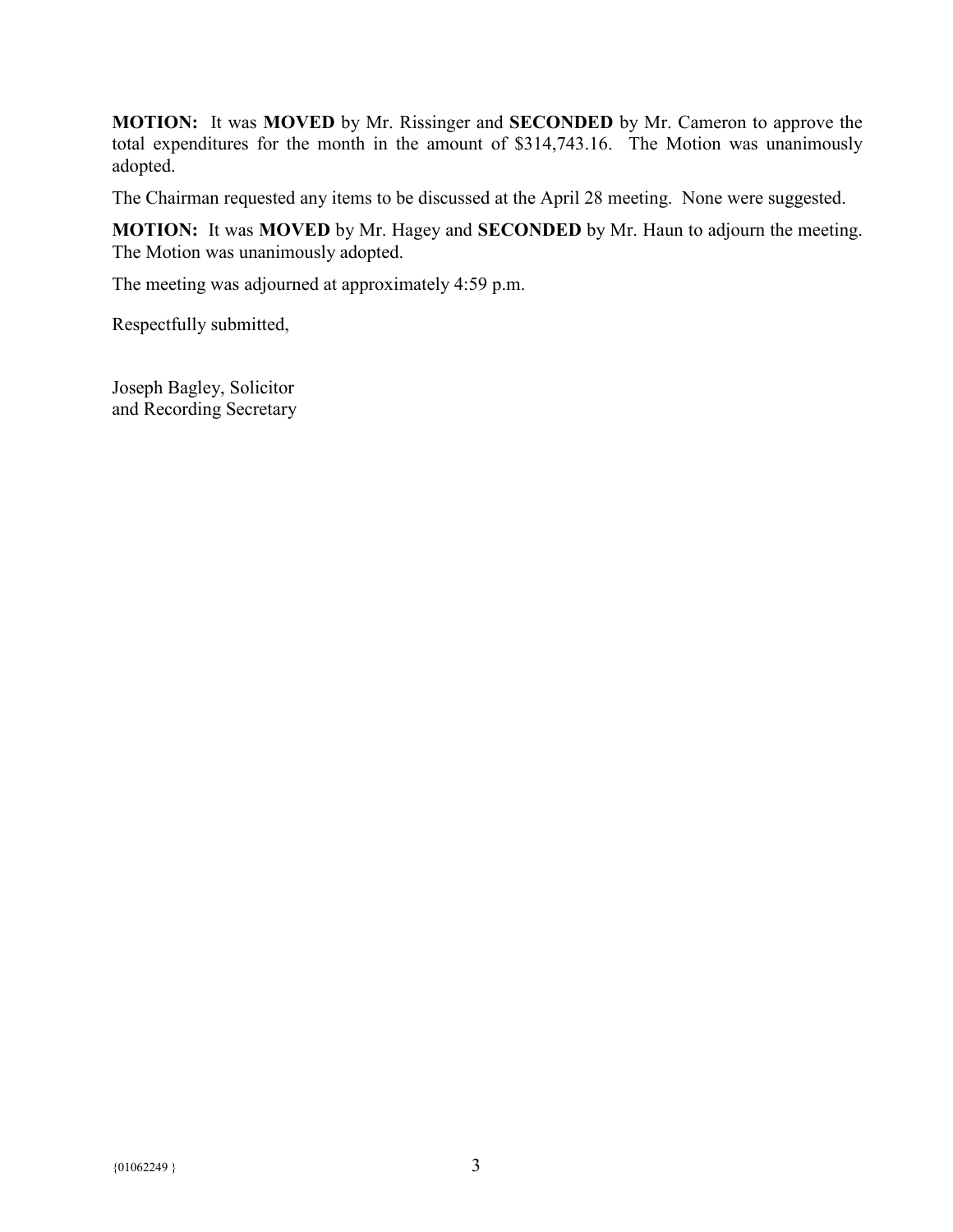**MOTION:** It was **MOVED** by Mr. Rissinger and **SECONDED** by Mr. Cameron to approve the total expenditures for the month in the amount of $314,743.16. The Motion was unanimously adopted.

The Chairman requested any items to be discussed at the April 28 meeting. None were suggested.

**MOTION:** It was **MOVED** by Mr. Hagey and **SECONDED** by Mr. Haun to adjourn the meeting. The Motion was unanimously adopted.

The meeting was adjourned at approximately 4:59 p.m.

Respectfully submitted,

Joseph Bagley, Solicitor
and Recording Secretary

{01062249 }